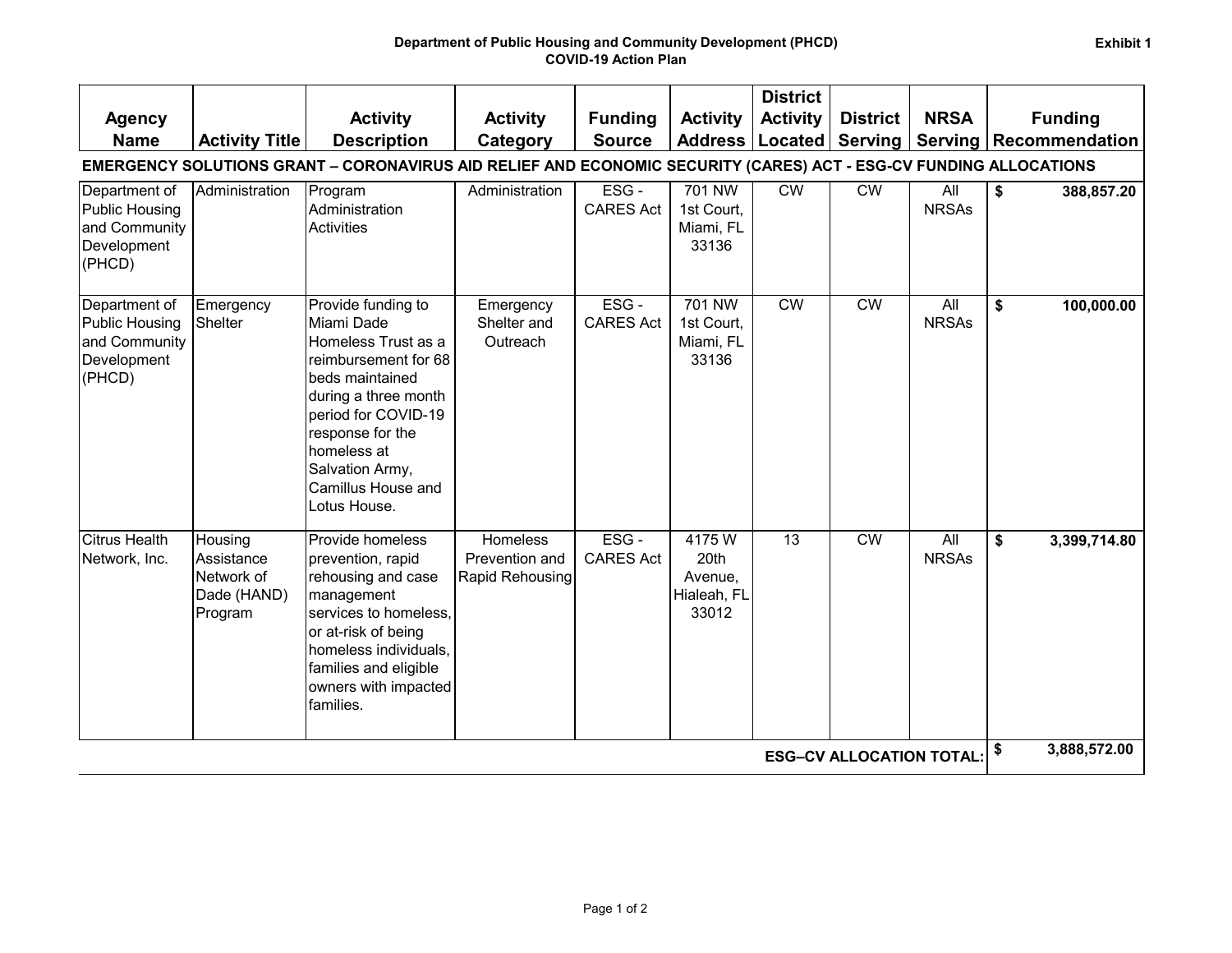**Department of Public Housing and Community Development (PHCD)**
**COVID-19 Action Plan**

**Exhibit 1**

| Agency Name | Activity Title | Activity Description | Activity Category | Funding Source | Activity Address | District Activity Located | District Serving | NRSA Serving | Funding Recommendation |
|---|---|---|---|---|---|---|---|---|---|
| **EMERGENCY SOLUTIONS GRANT – CORONAVIRUS AID RELIEF AND ECONOMIC SECURITY (CARES) ACT - ESG-CV FUNDING ALLOCATIONS** | | | | | | | | | |
| Department of Public Housing and Community Development (PHCD) | Administration | Program Administration Activities | Administration | ESG - CARES Act | 701 NW 1st Court, Miami, FL 33136 | CW | CW | All NRSAs | **$ 388,857.20** |
| Department of Public Housing and Community Development (PHCD) | Emergency Shelter | Provide funding to Miami Dade Homeless Trust as a reimbursement for 68 beds maintained during a three month period for COVID-19 response for the homeless at Salvation Army, Camillus House and Lotus House. | Emergency Shelter and Outreach | ESG - CARES Act | 701 NW 1st Court, Miami, FL 33136 | CW | CW | All NRSAs | **$ 100,000.00** |
| Citrus Health Network, Inc. | Housing Assistance Network of Dade (HAND) Program | Provide homeless prevention, rapid rehousing and case management services to homeless, or at-risk of being homeless individuals, families and eligible owners with impacted families. | Homeless Prevention and Rapid Rehousing | ESG - CARES Act | 4175 W 20th Avenue, Hialeah, FL 33012 | 13 | CW | All NRSAs | **$ 3,399,714.80** |
| | | | | | | | | **ESG–CV ALLOCATION TOTAL:** | **$ 3,888,572.00** |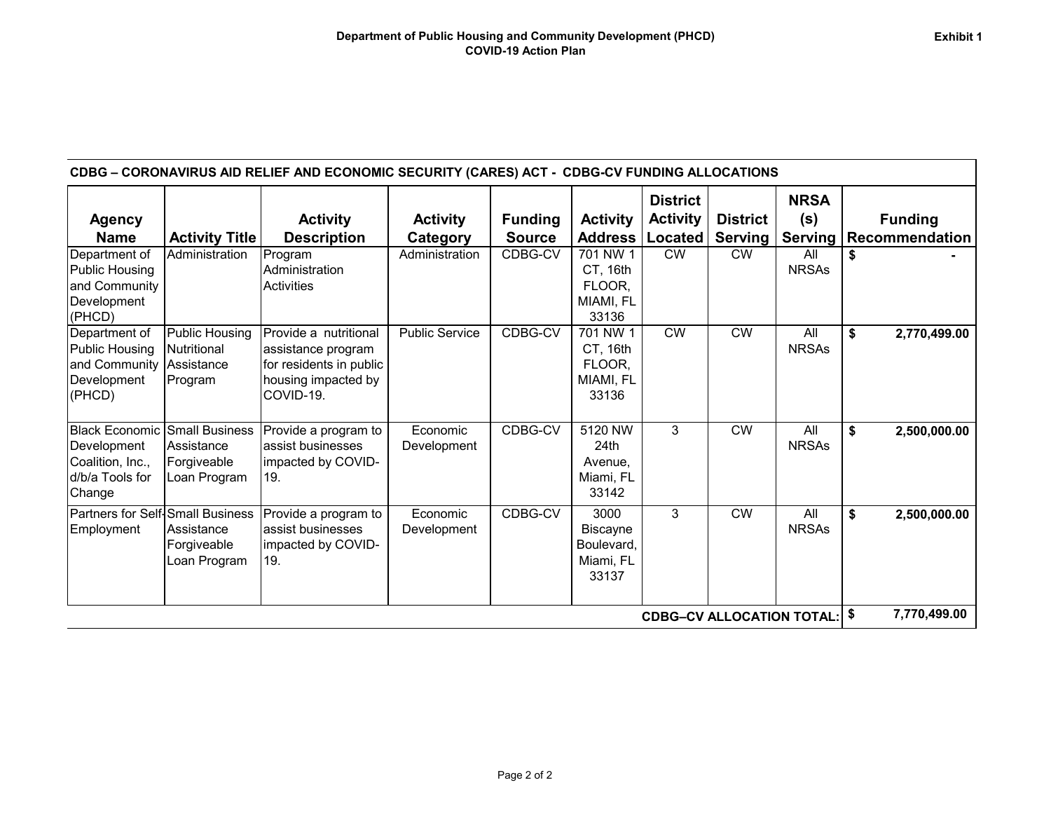**Department of Public Housing and Community Development (PHCD)**
**COVID-19 Action Plan**

**Exhibit 1**

| CDBG – CORONAVIRUS AID RELIEF AND ECONOMIC SECURITY (CARES) ACT - CDBG-CV FUNDING ALLOCATIONS | | | | | | | | | |
|---|---|---|---|---|---|---|---|---|---|
| **Agency Name** | **Activity Title** | **Activity Description** | **Activity Category** | **Funding Source** | **Activity Address** | **District Activity Located** | **District Serving** | **NRSA (s) Serving** | **Funding Recommendation** |
| Department of Public Housing and Community Development (PHCD) | Administration | Program Administration Activities | Administration | CDBG-CV | 701 NW 1 CT, 16th FLOOR, MIAMI, FL 33136 | CW | CW | All NRSAs | $ - |
| Department of Public Housing and Community Development (PHCD) | Public Housing Nutritional Assistance Program | Provide a nutritional assistance program for residents in public housing impacted by COVID-19. | Public Service | CDBG-CV | 701 NW 1 CT, 16th FLOOR, MIAMI, FL 33136 | CW | CW | All NRSAs | $ 2,770,499.00 |
| Black Economic Development Coalition, Inc., d/b/a Tools for Change | Small Business Assistance Forgiveable Loan Program | Provide a program to assist businesses impacted by COVID-19. | Economic Development | CDBG-CV | 5120 NW 24th Avenue, Miami, FL 33142 | 3 | CW | All NRSAs | $ 2,500,000.00 |
| Partners for Self-Employment | Small Business Assistance Forgiveable Loan Program | Provide a program to assist businesses impacted by COVID-19. | Economic Development | CDBG-CV | 3000 Biscayne Boulevard, Miami, FL 33137 | 3 | CW | All NRSAs | $ 2,500,000.00 |
| | | | | | | | | **CDBG–CV ALLOCATION TOTAL:** | **$ 7,770,499.00** |